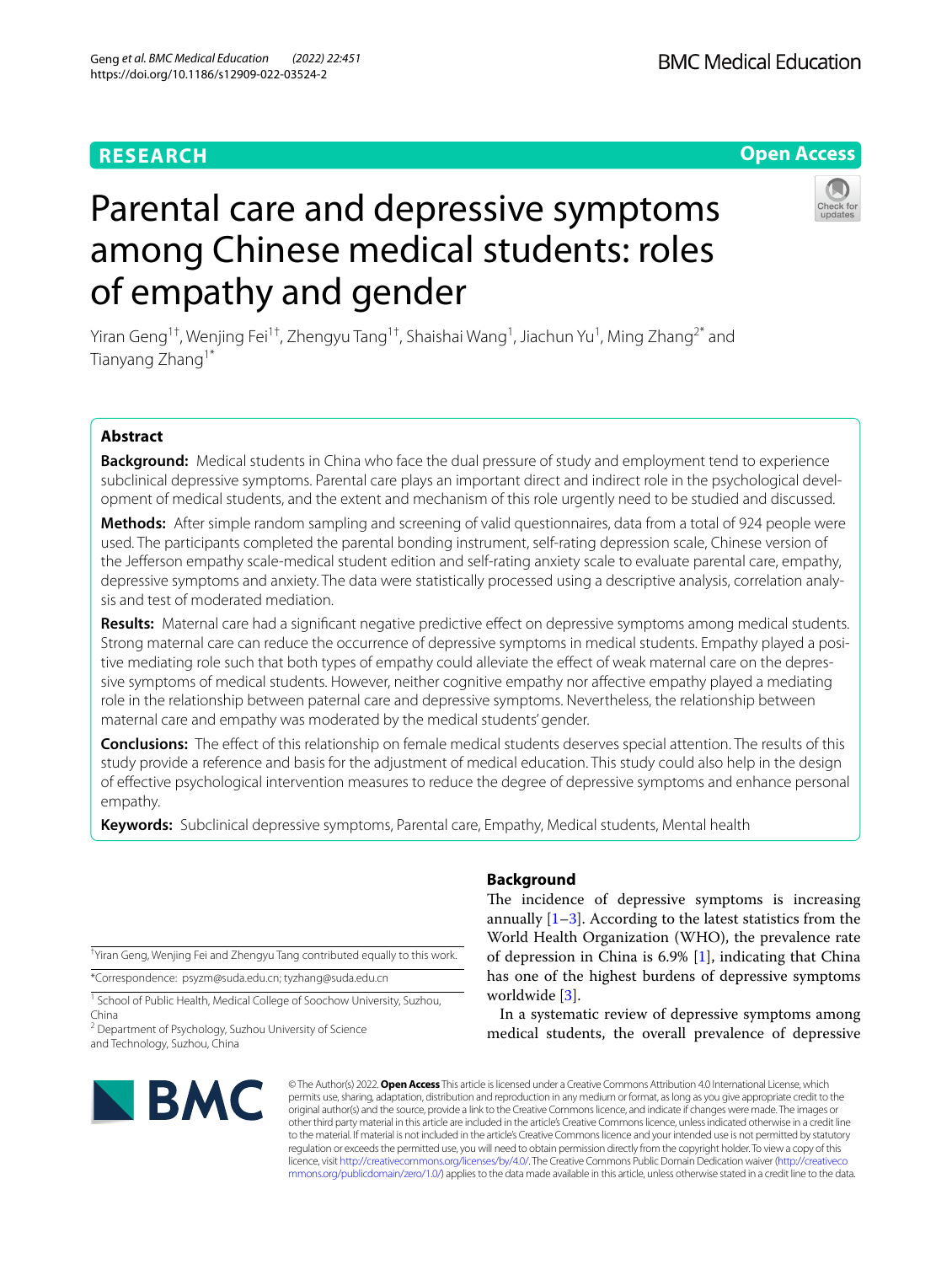RESEARCH

Open Access

# Parental care and depressive symptoms among Chinese medical students: roles of empathy and gender

Yiran Geng[1†], Wenjing Fei[1†], Zhengyu Tang[1†], Shaishai Wang[1], Jiachun Yu[1], Ming Zhang[2*] and Tianyang Zhang[1*]

## Abstract

**Background:** Medical students in China who face the dual pressure of study and employment tend to experience subclinical depressive symptoms. Parental care plays an important direct and indirect role in the psychological development of medical students, and the extent and mechanism of this role urgently need to be studied and discussed.

**Methods:** After simple random sampling and screening of valid questionnaires, data from a total of 924 people were used. The participants completed the parental bonding instrument, self-rating depression scale, Chinese version of the Jefferson empathy scale-medical student edition and self-rating anxiety scale to evaluate parental care, empathy, depressive symptoms and anxiety. The data were statistically processed using a descriptive analysis, correlation analysis and test of moderated mediation.

**Results:** Maternal care had a significant negative predictive effect on depressive symptoms among medical students. Strong maternal care can reduce the occurrence of depressive symptoms in medical students. Empathy played a positive mediating role such that both types of empathy could alleviate the effect of weak maternal care on the depressive symptoms of medical students. However, neither cognitive empathy nor affective empathy played a mediating role in the relationship between paternal care and depressive symptoms. Nevertheless, the relationship between maternal care and empathy was moderated by the medical students' gender.

**Conclusions:** The effect of this relationship on female medical students deserves special attention. The results of this study provide a reference and basis for the adjustment of medical education. This study could also help in the design of effective psychological intervention measures to reduce the degree of depressive symptoms and enhance personal empathy.

**Keywords:** Subclinical depressive symptoms, Parental care, Empathy, Medical students, Mental health

## Background

The incidence of depressive symptoms is increasing annually [1–3]. According to the latest statistics from the World Health Organization (WHO), the prevalence rate of depression in China is 6.9% [1], indicating that China has one of the highest burdens of depressive symptoms worldwide [3].

In a systematic review of depressive symptoms among medical students, the overall prevalence of depressive

---

†Yiran Geng, Wenjing Fei and Zhengyu Tang contributed equally to this work.

*Correspondence: psyzm@suda.edu.cn; tyzhang@suda.edu.cn

[1] School of Public Health, Medical College of Soochow University, Suzhou, China

[2] Department of Psychology, Suzhou University of Science and Technology, Suzhou, China

© The Author(s) 2022. **Open Access** This article is licensed under a Creative Commons Attribution 4.0 International License, which permits use, sharing, adaptation, distribution and reproduction in any medium or format, as long as you give appropriate credit to the original author(s) and the source, provide a link to the Creative Commons licence, and indicate if changes were made. The images or other third party material in this article are included in the article's Creative Commons licence, unless indicated otherwise in a credit line to the material. If material is not included in the article's Creative Commons licence and your intended use is not permitted by statutory regulation or exceeds the permitted use, you will need to obtain permission directly from the copyright holder. To view a copy of this licence, visit http://creativecommons.org/licenses/by/4.0/. The Creative Commons Public Domain Dedication waiver (http://creativecommons.org/publicdomain/zero/1.0/) applies to the data made available in this article, unless otherwise stated in a credit line to the data.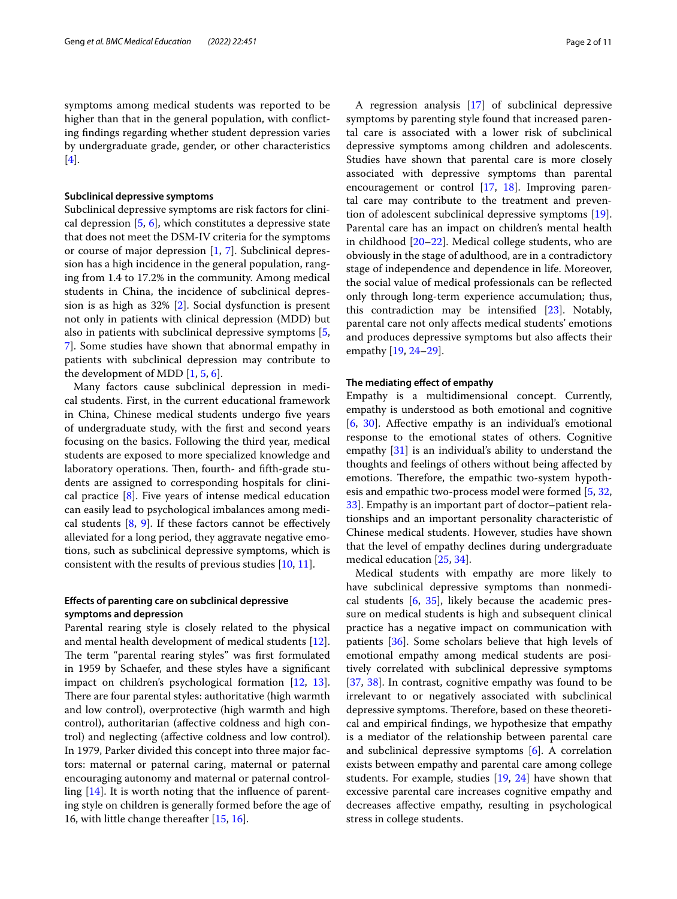symptoms among medical students was reported to be higher than that in the general population, with conflicting findings regarding whether student depression varies by undergraduate grade, gender, or other characteristics [4].

### Subclinical depressive symptoms

Subclinical depressive symptoms are risk factors for clinical depression [5, 6], which constitutes a depressive state that does not meet the DSM-IV criteria for the symptoms or course of major depression [1, 7]. Subclinical depression has a high incidence in the general population, ranging from 1.4 to 17.2% in the community. Among medical students in China, the incidence of subclinical depression is as high as 32% [2]. Social dysfunction is present not only in patients with clinical depression (MDD) but also in patients with subclinical depressive symptoms [5, 7]. Some studies have shown that abnormal empathy in patients with subclinical depression may contribute to the development of MDD [1, 5, 6].

Many factors cause subclinical depression in medical students. First, in the current educational framework in China, Chinese medical students undergo five years of undergraduate study, with the first and second years focusing on the basics. Following the third year, medical students are exposed to more specialized knowledge and laboratory operations. Then, fourth- and fifth-grade students are assigned to corresponding hospitals for clinical practice [8]. Five years of intense medical education can easily lead to psychological imbalances among medical students [8, 9]. If these factors cannot be effectively alleviated for a long period, they aggravate negative emotions, such as subclinical depressive symptoms, which is consistent with the results of previous studies [10, 11].

### Effects of parenting care on subclinical depressive symptoms and depression

Parental rearing style is closely related to the physical and mental health development of medical students [12]. The term "parental rearing styles" was first formulated in 1959 by Schaefer, and these styles have a significant impact on children's psychological formation [12, 13]. There are four parental styles: authoritative (high warmth and low control), overprotective (high warmth and high control), authoritarian (affective coldness and high control) and neglecting (affective coldness and low control). In 1979, Parker divided this concept into three major factors: maternal or paternal caring, maternal or paternal encouraging autonomy and maternal or paternal controlling [14]. It is worth noting that the influence of parenting style on children is generally formed before the age of 16, with little change thereafter [15, 16].

A regression analysis [17] of subclinical depressive symptoms by parenting style found that increased parental care is associated with a lower risk of subclinical depressive symptoms among children and adolescents. Studies have shown that parental care is more closely associated with depressive symptoms than parental encouragement or control [17, 18]. Improving parental care may contribute to the treatment and prevention of adolescent subclinical depressive symptoms [19]. Parental care has an impact on children's mental health in childhood [20–22]. Medical college students, who are obviously in the stage of adulthood, are in a contradictory stage of independence and dependence in life. Moreover, the social value of medical professionals can be reflected only through long-term experience accumulation; thus, this contradiction may be intensified [23]. Notably, parental care not only affects medical students' emotions and produces depressive symptoms but also affects their empathy [19, 24–29].

### The mediating effect of empathy

Empathy is a multidimensional concept. Currently, empathy is understood as both emotional and cognitive [6, 30]. Affective empathy is an individual's emotional response to the emotional states of others. Cognitive empathy [31] is an individual's ability to understand the thoughts and feelings of others without being affected by emotions. Therefore, the empathic two-system hypothesis and empathic two-process model were formed [5, 32, 33]. Empathy is an important part of doctor–patient relationships and an important personality characteristic of Chinese medical students. However, studies have shown that the level of empathy declines during undergraduate medical education [25, 34].

Medical students with empathy are more likely to have subclinical depressive symptoms than nonmedical students [6, 35], likely because the academic pressure on medical students is high and subsequent clinical practice has a negative impact on communication with patients [36]. Some scholars believe that high levels of emotional empathy among medical students are positively correlated with subclinical depressive symptoms [37, 38]. In contrast, cognitive empathy was found to be irrelevant to or negatively associated with subclinical depressive symptoms. Therefore, based on these theoretical and empirical findings, we hypothesize that empathy is a mediator of the relationship between parental care and subclinical depressive symptoms [6]. A correlation exists between empathy and parental care among college students. For example, studies [19, 24] have shown that excessive parental care increases cognitive empathy and decreases affective empathy, resulting in psychological stress in college students.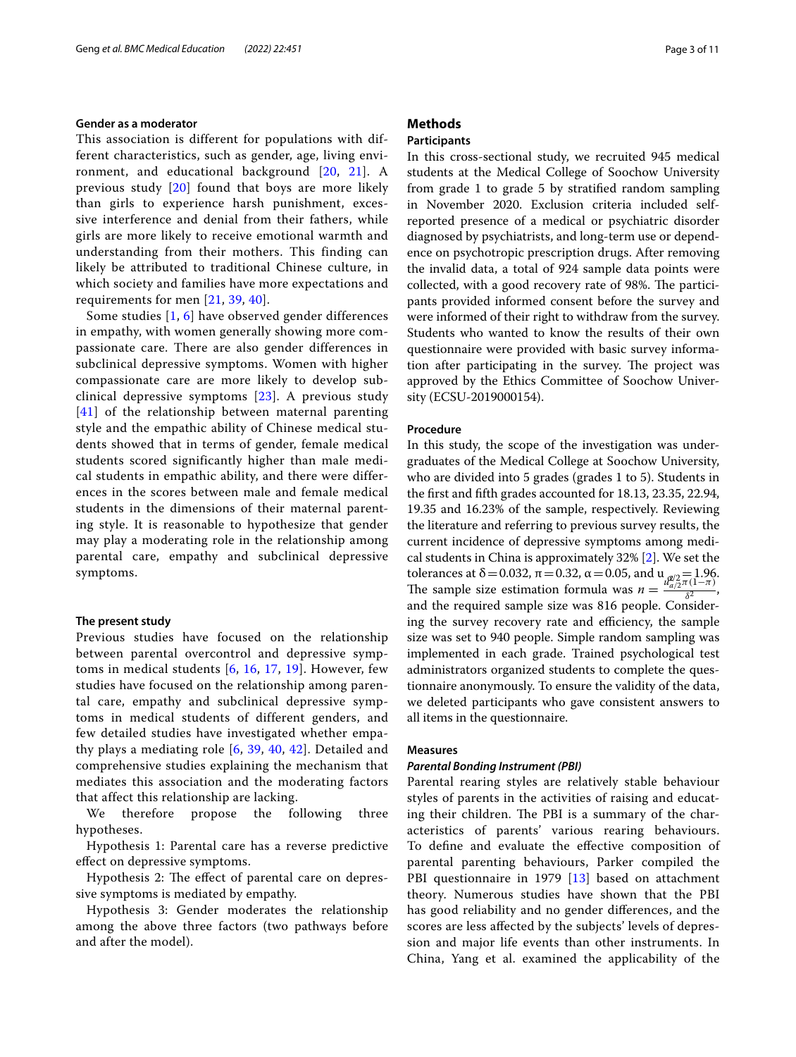### Gender as a moderator

This association is different for populations with different characteristics, such as gender, age, living environment, and educational background [20, 21]. A previous study [20] found that boys are more likely than girls to experience harsh punishment, excessive interference and denial from their fathers, while girls are more likely to receive emotional warmth and understanding from their mothers. This finding can likely be attributed to traditional Chinese culture, in which society and families have more expectations and requirements for men [21, 39, 40].

Some studies [1, 6] have observed gender differences in empathy, with women generally showing more compassionate care. There are also gender differences in subclinical depressive symptoms. Women with higher compassionate care are more likely to develop subclinical depressive symptoms [23]. A previous study [41] of the relationship between maternal parenting style and the empathic ability of Chinese medical students showed that in terms of gender, female medical students scored significantly higher than male medical students in empathic ability, and there were differences in the scores between male and female medical students in the dimensions of their maternal parenting style. It is reasonable to hypothesize that gender may play a moderating role in the relationship among parental care, empathy and subclinical depressive symptoms.

### The present study

Previous studies have focused on the relationship between parental overcontrol and depressive symptoms in medical students [6, 16, 17, 19]. However, few studies have focused on the relationship among parental care, empathy and subclinical depressive symptoms in medical students of different genders, and few detailed studies have investigated whether empathy plays a mediating role [6, 39, 40, 42]. Detailed and comprehensive studies explaining the mechanism that mediates this association and the moderating factors that affect this relationship are lacking.

We therefore propose the following three hypotheses.

Hypothesis 1: Parental care has a reverse predictive effect on depressive symptoms.

Hypothesis 2: The effect of parental care on depressive symptoms is mediated by empathy.

Hypothesis 3: Gender moderates the relationship among the above three factors (two pathways before and after the model).

## Methods

### Participants

In this cross-sectional study, we recruited 945 medical students at the Medical College of Soochow University from grade 1 to grade 5 by stratified random sampling in November 2020. Exclusion criteria included self-reported presence of a medical or psychiatric disorder diagnosed by psychiatrists, and long-term use or dependence on psychotropic prescription drugs. After removing the invalid data, a total of 924 sample data points were collected, with a good recovery rate of 98%. The participants provided informed consent before the survey and were informed of their right to withdraw from the survey. Students who wanted to know the results of their own questionnaire were provided with basic survey information after participating in the survey. The project was approved by the Ethics Committee of Soochow University (ECSU-2019000154).

### Procedure

In this study, the scope of the investigation was undergraduates of the Medical College at Soochow University, who are divided into 5 grades (grades 1 to 5). Students in the first and fifth grades accounted for 18.13, 23.35, 22.94, 19.35 and 16.23% of the sample, respectively. Reviewing the literature and referring to previous survey results, the current incidence of depressive symptoms among medical students in China is approximately 32% [2]. We set the tolerances at $\delta = 0.032$, $\pi = 0.32$, $\alpha = 0.05$, and $u_{\alpha/2} = 1.96$. The sample size estimation formula was $n = \frac{u_{\alpha/2}^2 \pi(1-\pi)}{\delta^2}$, and the required sample size was 816 people. Considering the survey recovery rate and efficiency, the sample size was set to 940 people. Simple random sampling was implemented in each grade. Trained psychological test administrators organized students to complete the questionnaire anonymously. To ensure the validity of the data, we deleted participants who gave consistent answers to all items in the questionnaire.

### Measures

#### *Parental Bonding Instrument (PBI)*

Parental rearing styles are relatively stable behaviour styles of parents in the activities of raising and educating their children. The PBI is a summary of the characteristics of parents' various rearing behaviours. To define and evaluate the effective composition of parental parenting behaviours, Parker compiled the PBI questionnaire in 1979 [13] based on attachment theory. Numerous studies have shown that the PBI has good reliability and no gender differences, and the scores are less affected by the subjects' levels of depression and major life events than other instruments. In China, Yang et al. examined the applicability of the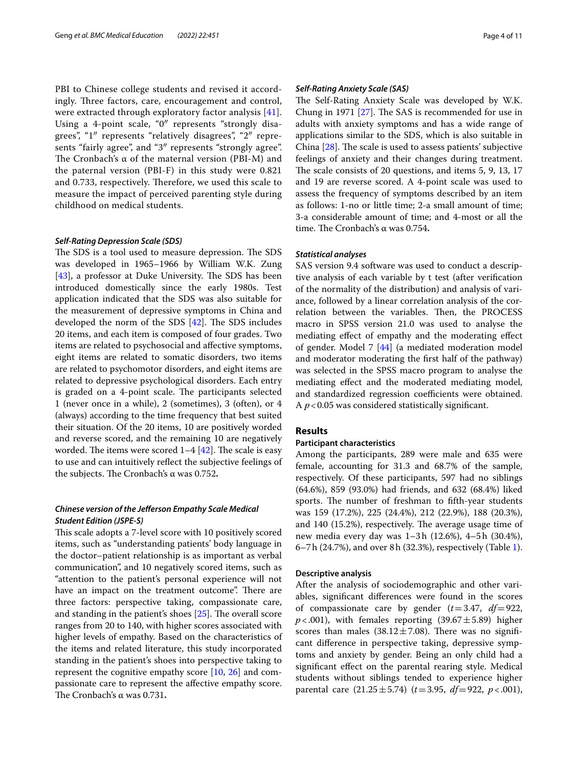PBI to Chinese college students and revised it accordingly. Three factors, care, encouragement and control, were extracted through exploratory factor analysis [41]. Using a 4-point scale, "0″ represents "strongly disagrees", "1″ represents "relatively disagrees", "2″ represents "fairly agree", and "3″ represents "strongly agree". The Cronbach's α of the maternal version (PBI-M) and the paternal version (PBI-F) in this study were 0.821 and 0.733, respectively. Therefore, we used this scale to measure the impact of perceived parenting style during childhood on medical students.

#### *Self-Rating Depression Scale (SDS)*

The SDS is a tool used to measure depression. The SDS was developed in 1965–1966 by William W.K. Zung [43], a professor at Duke University. The SDS has been introduced domestically since the early 1980s. Test application indicated that the SDS was also suitable for the measurement of depressive symptoms in China and developed the norm of the SDS [42]. The SDS includes 20 items, and each item is composed of four grades. Two items are related to psychosocial and affective symptoms, eight items are related to somatic disorders, two items are related to psychomotor disorders, and eight items are related to depressive psychological disorders. Each entry is graded on a 4-point scale. The participants selected 1 (never once in a while), 2 (sometimes), 3 (often), or 4 (always) according to the time frequency that best suited their situation. Of the 20 items, 10 are positively worded and reverse scored, and the remaining 10 are negatively worded. The items were scored 1–4 [42]. The scale is easy to use and can intuitively reflect the subjective feelings of the subjects. The Cronbach's α was 0.752**.**

#### *Chinese version of the Jefferson Empathy Scale Medical Student Edition (JSPE-S)*

This scale adopts a 7-level score with 10 positively scored items, such as "understanding patients' body language in the doctor–patient relationship is as important as verbal communication", and 10 negatively scored items, such as "attention to the patient's personal experience will not have an impact on the treatment outcome". There are three factors: perspective taking, compassionate care, and standing in the patient's shoes [25]. The overall score ranges from 20 to 140, with higher scores associated with higher levels of empathy. Based on the characteristics of the items and related literature, this study incorporated standing in the patient's shoes into perspective taking to represent the cognitive empathy score [10, 26] and compassionate care to represent the affective empathy score. The Cronbach's α was 0.731**.**

#### *Self-Rating Anxiety Scale (SAS)*

The Self-Rating Anxiety Scale was developed by W.K. Chung in 1971 [27]. The SAS is recommended for use in adults with anxiety symptoms and has a wide range of applications similar to the SDS, which is also suitable in China [28]. The scale is used to assess patients' subjective feelings of anxiety and their changes during treatment. The scale consists of 20 questions, and items 5, 9, 13, 17 and 19 are reverse scored. A 4-point scale was used to assess the frequency of symptoms described by an item as follows: 1-no or little time; 2-a small amount of time; 3-a considerable amount of time; and 4-most or all the time. The Cronbach's α was 0.754**.**

#### *Statistical analyses*

SAS version 9.4 software was used to conduct a descriptive analysis of each variable by t test (after verification of the normality of the distribution) and analysis of variance, followed by a linear correlation analysis of the correlation between the variables. Then, the PROCESS macro in SPSS version 21.0 was used to analyse the mediating effect of empathy and the moderating effect of gender. Model 7 [44] (a mediated moderation model and moderator moderating the first half of the pathway) was selected in the SPSS macro program to analyse the mediating effect and the moderated mediating model, and standardized regression coefficients were obtained. A $p<0.05$ was considered statistically significant.

## Results

### Participant characteristics

Among the participants, 289 were male and 635 were female, accounting for 31.3 and 68.7% of the sample, respectively. Of these participants, 597 had no siblings (64.6%), 859 (93.0%) had friends, and 632 (68.4%) liked sports. The number of freshman to fifth-year students was 159 (17.2%), 225 (24.4%), 212 (22.9%), 188 (20.3%), and 140 (15.2%), respectively. The average usage time of new media every day was 1–3 h (12.6%), 4–5 h (30.4%), 6–7 h (24.7%), and over 8 h (32.3%), respectively (Table 1).

### Descriptive analysis

After the analysis of sociodemographic and other variables, significant differences were found in the scores of compassionate care by gender ($t=3.47$, $df=922$, $p<.001$), with females reporting ($39.67\pm5.89$) higher scores than males ($38.12\pm7.08$). There was no significant difference in perspective taking, depressive symptoms and anxiety by gender. Being an only child had a significant effect on the parental rearing style. Medical students without siblings tended to experience higher parental care ($21.25\pm5.74$) ($t=3.95$, $df=922$, $p<.001$),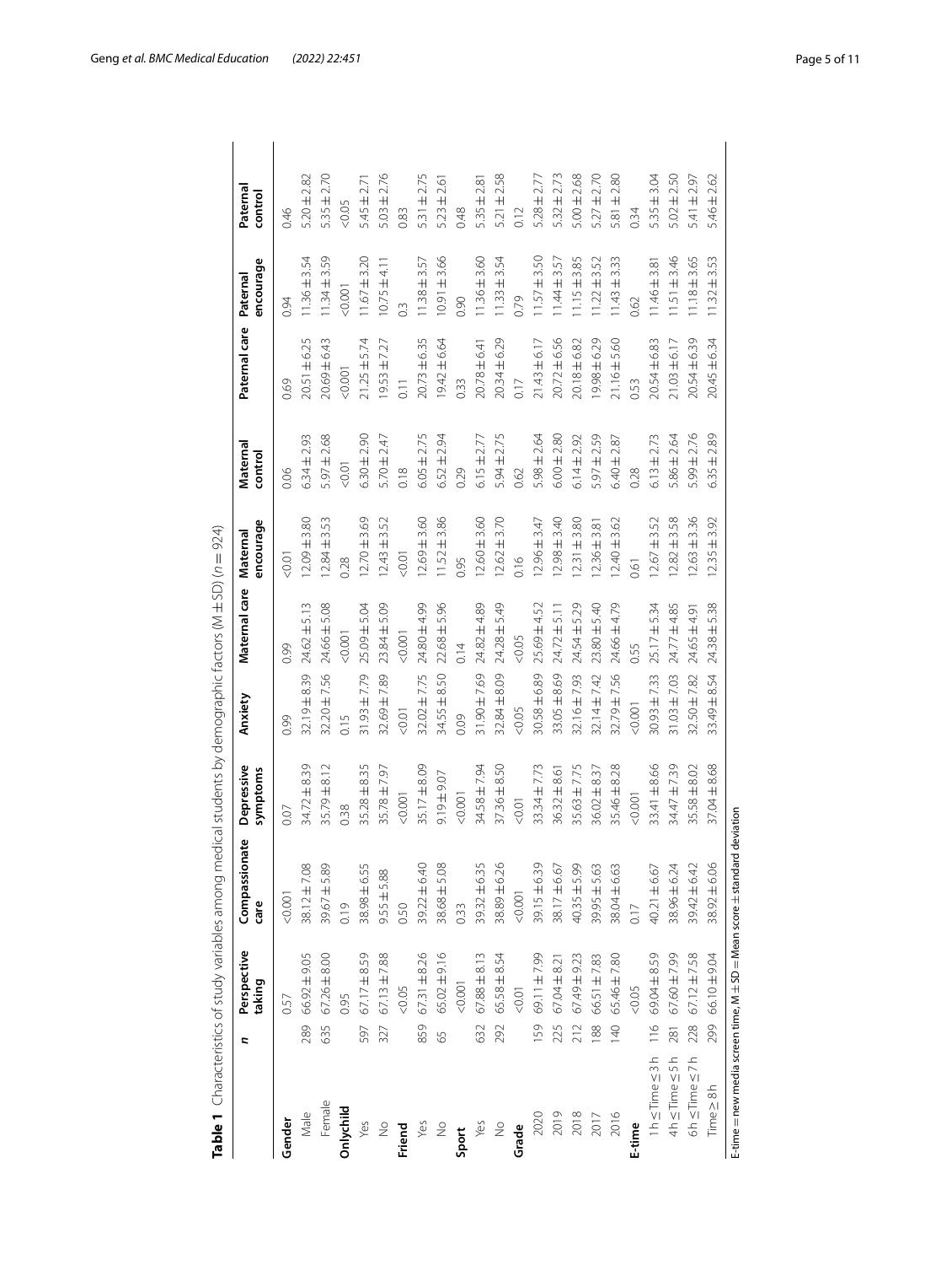**Table 1** Characteristics of study variables among medical students by demographic factors (M ± SD) ($n$ = 924)

| | $n$ | Perspective taking | Compassionate care | Depressive symptoms | Anxiety | Maternal care | Maternal encourage | Maternal control | Paternal care | Paternal encourage | Paternal control |
|---|---|---|---|---|---|---|---|---|---|---|---|
| **Gender** | | 0.57 | <0.001 | 0.07 | 0.99 | 0.99 | <0.01 | 0.06 | 0.69 | 0.94 | 0.46 |
| Male | 289 | 66.92 ± 9.05 | 38.12 ± 7.08 | 34.72 ± 8.39 | 32.19 ± 8.39 | 24.62 ± 5.13 | 12.09 ± 3.80 | 6.34 ± 2.93 | 20.51 ± 6.25 | 11.36 ± 3.54 | 5.20 ± 2.82 |
| Female | 635 | 67.26 ± 8.00 | 39.67 ± 5.89 | 35.79 ± 8.12 | 32.20 ± 7.56 | 24.66 ± 5.08 | 12.84 ± 3.53 | 5.97 ± 2.68 | 20.69 ± 6.43 | 11.34 ± 3.59 | 5.35 ± 2.70 |
| **Onlychild** | | 0.95 | 0.19 | 0.38 | 0.15 | <0.001 | 0.28 | <0.01 | <0.001 | <0.001 | <0.05 |
| Yes | 597 | 67.17 ± 8.59 | 38.98 ± 6.55 | 35.28 ± 8.35 | 31.93 ± 7.79 | 25.09 ± 5.04 | 12.70 ± 3.69 | 6.30 ± 2.90 | 21.25 ± 5.74 | 11.67 ± 3.20 | 5.45 ± 2.71 |
| No | 327 | 67.13 ± 7.88 | 9.55 ± 5.88 | 35.78 ± 7.97 | 32.69 ± 7.89 | 23.84 ± 5.09 | 12.43 ± 3.52 | 5.70 ± 2.47 | 19.53 ± 7.27 | 10.75 ± 4.11 | 5.03 ± 2.76 |
| **Friend** | | <0.05 | 0.50 | <0.001 | <0.01 | <0.001 | <0.01 | 0.18 | 0.11 | 0.3 | 0.83 |
| Yes | 859 | 67.31 ± 8.26 | 39.22 ± 6.40 | 35.17 ± 8.09 | 32.02 ± 7.75 | 24.80 ± 4.99 | 12.69 ± 3.60 | 6.05 ± 2.75 | 20.73 ± 6.35 | 11.38 ± 3.57 | 5.31 ± 2.75 |
| No | 65 | 65.02 ± 9.16 | 38.68 ± 5.08 | 9.19 ± 9.07 | 34.55 ± 8.50 | 22.68 ± 5.96 | 11.52 ± 3.86 | 6.52 ± 2.94 | 19.42 ± 6.64 | 10.91 ± 3.66 | 5.23 ± 2.61 |
| **Sport** | | <0.001 | 0.33 | <0.001 | 0.09 | 0.14 | 0.95 | 0.29 | 0.33 | 0.90 | 0.48 |
| Yes | 632 | 67.88 ± 8.13 | 39.32 ± 6.35 | 34.58 ± 7.94 | 31.90 ± 7.69 | 24.82 ± 4.89 | 12.60 ± 3.60 | 6.15 ± 2.77 | 20.78 ± 6.41 | 11.36 ± 3.60 | 5.35 ± 2.81 |
| No | 292 | 65.58 ± 8.54 | 38.89 ± 6.26 | 37.36 ± 8.50 | 32.84 ± 8.09 | 24.28 ± 5.49 | 12.62 ± 3.70 | 5.94 ± 2.75 | 20.34 ± 6.29 | 11.33 ± 3.54 | 5.21 ± 2.58 |
| **Grade** | | <0.01 | <0.001 | <0.01 | <0.05 | <0.05 | 0.16 | 0.62 | 0.17 | 0.79 | 0.12 |
| 2020 | 159 | 69.11 ± 7.99 | 39.15 ± 6.39 | 33.34 ± 7.73 | 30.58 ± 6.89 | 25.69 ± 4.52 | 12.96 ± 3.47 | 5.98 ± 2.64 | 21.43 ± 6.17 | 11.57 ± 3.50 | 5.28 ± 2.77 |
| 2019 | 225 | 67.04 ± 8.21 | 38.17 ± 6.67 | 36.32 ± 8.61 | 33.05 ± 8.69 | 24.72 ± 5.11 | 12.98 ± 3.40 | 6.00 ± 2.80 | 20.72 ± 6.56 | 11.44 ± 3.57 | 5.32 ± 2.73 |
| 2018 | 212 | 67.49 ± 9.23 | 40.35 ± 5.99 | 35.63 ± 7.75 | 32.16 ± 7.93 | 24.54 ± 5.29 | 12.31 ± 3.80 | 6.14 ± 2.92 | 20.18 ± 6.82 | 11.15 ± 3.85 | 5.00 ± 2.68 |
| 2017 | 188 | 66.51 ± 7.83 | 39.95 ± 5.63 | 36.02 ± 8.37 | 32.14 ± 7.42 | 23.80 ± 5.40 | 12.36 ± 3.81 | 5.97 ± 2.59 | 19.98 ± 6.29 | 11.22 ± 3.52 | 5.27 ± 2.70 |
| 2016 | 140 | 65.46 ± 7.80 | 38.04 ± 6.63 | 35.46 ± 8.28 | 32.79 ± 7.56 | 24.66 ± 4.79 | 12.40 ± 3.62 | 6.40 ± 2.87 | 21.16 ± 5.60 | 11.43 ± 3.33 | 5.81 ± 2.80 |
| **E-time** | | <0.05 | 0.17 | <0.001 | <0.001 | 0.55 | 0.61 | 0.28 | 0.53 | 0.62 | 0.34 |
| 1 h ≤ Time ≤ 3 h | 116 | 69.04 ± 8.59 | 40.21 ± 6.67 | 33.41 ± 8.66 | 30.93 ± 7.33 | 25.17 ± 5.34 | 12.67 ± 3.52 | 6.13 ± 2.73 | 20.54 ± 6.83 | 11.46 ± 3.81 | 5.35 ± 3.04 |
| 4 h ≤ Time ≤ 5 h | 281 | 67.60 ± 7.99 | 38.96 ± 6.24 | 34.47 ± 7.39 | 31.03 ± 7.03 | 24.77 ± 4.85 | 12.82 ± 3.58 | 5.86 ± 2.64 | 21.03 ± 6.17 | 11.51 ± 3.46 | 5.02 ± 2.50 |
| 6 h ≤ Time ≤ 7 h | 228 | 67.12 ± 7.58 | 39.42 ± 6.42 | 35.58 ± 8.02 | 32.50 ± 7.82 | 24.65 ± 4.91 | 12.63 ± 3.36 | 5.99 ± 2.76 | 20.54 ± 6.39 | 11.18 ± 3.65 | 5.41 ± 2.97 |
| Time ≥ 8 h | 299 | 66.10 ± 9.04 | 38.92 ± 6.06 | 37.04 ± 8.68 | 33.49 ± 8.54 | 24.38 ± 5.38 | 12.35 ± 3.92 | 6.35 ± 2.89 | 20.45 ± 6.34 | 11.32 ± 3.53 | 5.46 ± 2.62 |

E-time = new media screen time, M ± SD = Mean score ± standard deviation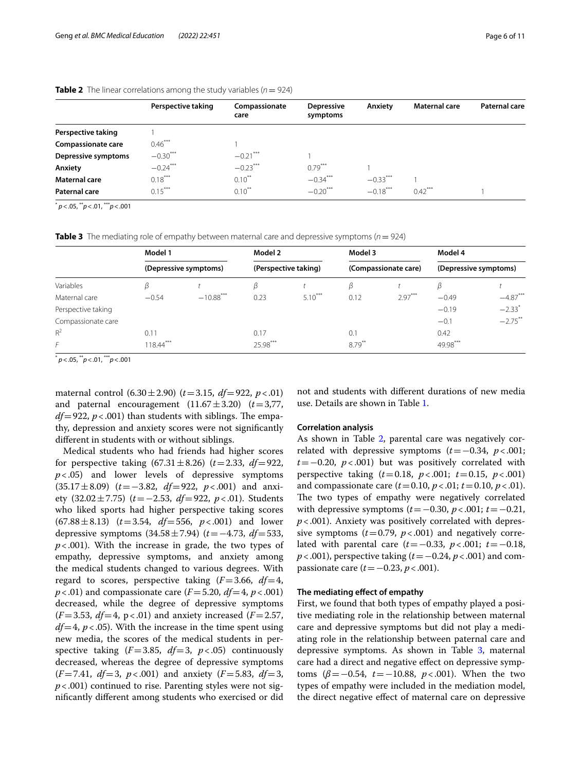**Table 2** The linear correlations among the study variables ($n = 924$)

| | Perspective taking | Compassionate care | Depressive symptoms | Anxiety | Maternal care | Paternal care |
|---|---|---|---|---|---|---|
| **Perspective taking** | 1 | | | | | |
| **Compassionate care** | $0.46^{***}$ | 1 | | | | |
| **Depressive symptoms** | $-0.30^{***}$ | $-0.21^{***}$ | 1 | | | |
| **Anxiety** | $-0.24^{***}$ | $-0.23^{***}$ | $0.79^{***}$ | 1 | | |
| **Maternal care** | $0.18^{***}$ | $0.10^{**}$ | $-0.34^{***}$ | $-0.33^{***}$ | 1 | |
| **Paternal care** | $0.15^{***}$ | $0.10^{**}$ | $-0.20^{***}$ | $-0.18^{***}$ | $0.42^{***}$ | 1 |

$^{*}p < .05$, $^{**}p < .01$, $^{***}p < .001$

**Table 3** The mediating role of empathy between maternal care and depressive symptoms ($n = 924$)

| | Model 1 | | Model 2 | | Model 3 | | Model 4 | |
|---|---|---|---|---|---|---|---|---|
| | (Depressive symptoms) | | (Perspective taking) | | (Compassionate care) | | (Depressive symptoms) | |
| Variables | $\beta$ | $t$ | $\beta$ | $t$ | $\beta$ | $t$ | $\beta$ | $t$ |
| Maternal care | −0.54 | $-10.88^{***}$ | 0.23 | $5.10^{***}$ | 0.12 | $2.97^{***}$ | −0.49 | $-4.87^{***}$ |
| Perspective taking | | | | | | | −0.19 | $-2.33^{*}$ |
| Compassionate care | | | | | | | −0.1 | $-2.75^{**}$ |
| $R^2$ | 0.11 | | 0.17 | | 0.1 | | 0.42 | |
| $F$ | $118.44^{***}$ | | $25.98^{***}$ | | $8.79^{**}$ | | $49.98^{***}$ | |

$^{*}p < .05$, $^{**}p < .01$, $^{***}p < .001$

maternal control ($6.30 \pm 2.90$) ($t = 3.15$, $df = 922$, $p < .01$) and paternal encouragement ($11.67 \pm 3.20$) ($t = 3{,}77$, $df = 922$, $p < .001$) than students with siblings. The empathy, depression and anxiety scores were not significantly different in students with or without siblings.

Medical students who had friends had higher scores for perspective taking ($67.31 \pm 8.26$) ($t = 2.33$, $df = 922$, $p < .05$) and lower levels of depressive symptoms ($35.17 \pm 8.09$) ($t = -3.82$, $df = 922$, $p < .001$) and anxiety ($32.02 \pm 7.75$) ($t = -2.53$, $df = 922$, $p < .01$). Students who liked sports had higher perspective taking scores ($67.88 \pm 8.13$) ($t = 3.54$, $df = 556$, $p < .001$) and lower depressive symptoms ($34.58 \pm 7.94$) ($t = -4.73$, $df = 533$, $p < .001$). With the increase in grade, the two types of empathy, depressive symptoms, and anxiety among the medical students changed to various degrees. With regard to scores, perspective taking ($F = 3.66$, $df = 4$, $p < .01$) and compassionate care ($F = 5.20$, $df = 4$, $p < .001$) decreased, while the degree of depressive symptoms ($F = 3.53$, $df = 4$, $p < .01$) and anxiety increased ($F = 2.57$, $df = 4$, $p < .05$). With the increase in the time spent using new media, the scores of the medical students in perspective taking ($F = 3.85$, $df = 3$, $p < .05$) continuously decreased, whereas the degree of depressive symptoms ($F = 7.41$, $df = 3$, $p < .001$) and anxiety ($F = 5.83$, $df = 3$, $p < .001$) continued to rise. Parenting styles were not significantly different among students who exercised or did not and students with different durations of new media use. Details are shown in Table 1.

### Correlation analysis

As shown in Table 2, parental care was negatively correlated with depressive symptoms ($t = -0.34$, $p < .001$; $t = -0.20$, $p < .001$) but was positively correlated with perspective taking ($t = 0.18$, $p < .001$; $t = 0.15$, $p < .001$) and compassionate care ($t = 0.10$, $p < .01$; $t = 0.10$, $p < .01$). The two types of empathy were negatively correlated with depressive symptoms ($t = -0.30$, $p < .001$; $t = -0.21$, $p < .001$). Anxiety was positively correlated with depressive symptoms ($t = 0.79$, $p < .001$) and negatively correlated with parental care ($t = -0.33$, $p < .001$; $t = -0.18$, $p < .001$), perspective taking ($t = -0.24$, $p < .001$) and compassionate care ($t = -0.23$, $p < .001$).

### The mediating effect of empathy

First, we found that both types of empathy played a positive mediating role in the relationship between maternal care and depressive symptoms but did not play a mediating role in the relationship between paternal care and depressive symptoms. As shown in Table 3, maternal care had a direct and negative effect on depressive symptoms ($\beta = -0.54$, $t = -10.88$, $p < .001$). When the two types of empathy were included in the mediation model, the direct negative effect of maternal care on depressive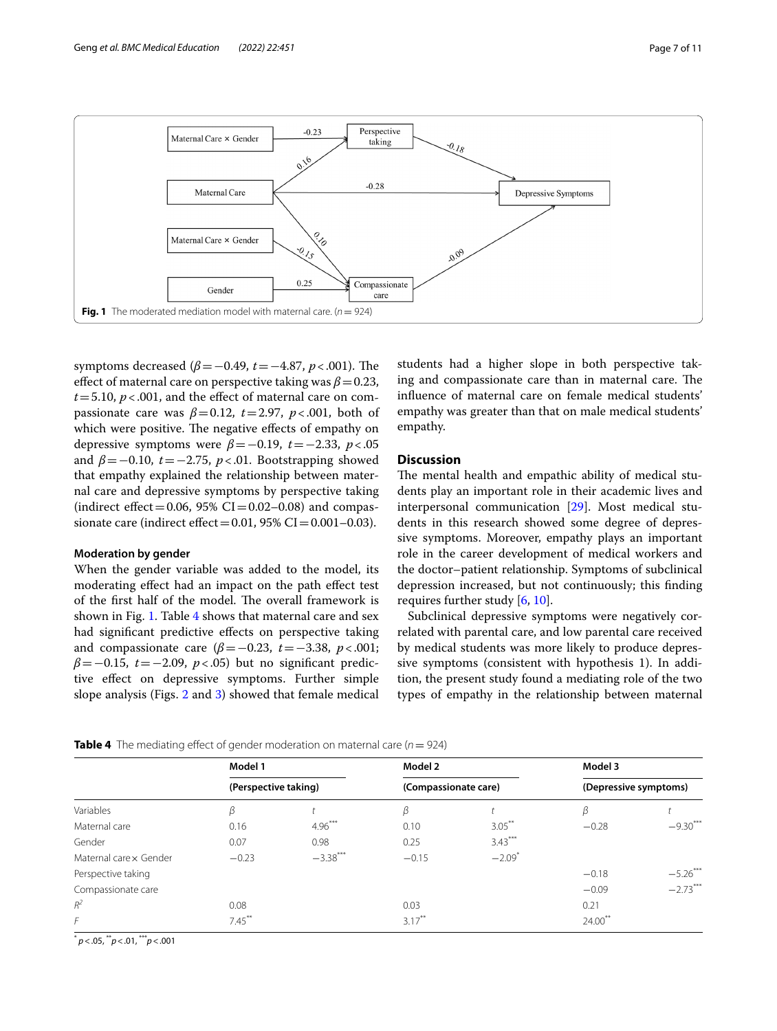**Fig. 1** The moderated mediation model with maternal care. ($n = 924$)

symptoms decreased ($\beta = -0.49$, $t = -4.87$, $p < .001$). The effect of maternal care on perspective taking was $\beta = 0.23$, $t = 5.10$, $p < .001$, and the effect of maternal care on compassionate care was $\beta = 0.12$, $t = 2.97$, $p < .001$, both of which were positive. The negative effects of empathy on depressive symptoms were $\beta = -0.19$, $t = -2.33$, $p < .05$ and $\beta = -0.10$, $t = -2.75$, $p < .01$. Bootstrapping showed that empathy explained the relationship between maternal care and depressive symptoms by perspective taking (indirect effect = 0.06, 95% CI = 0.02–0.08) and compassionate care (indirect effect = 0.01, 95% CI = 0.001–0.03).

#### Moderation by gender

When the gender variable was added to the model, its moderating effect had an impact on the path effect test of the first half of the model. The overall framework is shown in Fig. 1. Table 4 shows that maternal care and sex had significant predictive effects on perspective taking and compassionate care ($\beta = -0.23$, $t = -3.38$, $p < .001$; $\beta = -0.15$, $t = -2.09$, $p < .05$) but no significant predictive effect on depressive symptoms. Further simple slope analysis (Figs. 2 and 3) showed that female medical students had a higher slope in both perspective taking and compassionate care than in maternal care. The influence of maternal care on female medical students' empathy was greater than that on male medical students' empathy.

## Discussion

The mental health and empathic ability of medical students play an important role in their academic lives and interpersonal communication [29]. Most medical students in this research showed some degree of depressive symptoms. Moreover, empathy plays an important role in the career development of medical workers and the doctor–patient relationship. Symptoms of subclinical depression increased, but not continuously; this finding requires further study [6, 10].

Subclinical depressive symptoms were negatively correlated with parental care, and low parental care received by medical students was more likely to produce depressive symptoms (consistent with hypothesis 1). In addition, the present study found a mediating role of the two types of empathy in the relationship between maternal

**Table 4** The mediating effect of gender moderation on maternal care ($n = 924$)

| | Model 1 | | Model 2 | | Model 3 | |
|---|---|---|---|---|---|---|
| | (Perspective taking) | | (Compassionate care) | | (Depressive symptoms) | |
| Variables | $\beta$ | $t$ | $\beta$ | $t$ | $\beta$ | $t$ |
| Maternal care | 0.16 | 4.96*** | 0.10 | 3.05** | −0.28 | −9.30*** |
| Gender | 0.07 | 0.98 | 0.25 | 3.43*** | | |
| Maternal care × Gender | −0.23 | −3.38*** | −0.15 | −2.09* | | |
| Perspective taking | | | | | −0.18 | −5.26*** |
| Compassionate care | | | | | −0.09 | −2.73*** |
| $R^2$ | 0.08 | | 0.03 | | 0.21 | |
| $F$ | 7.45** | | 3.17** | | 24.00** | |

* $p < .05$, ** $p < .01$, *** $p < .001$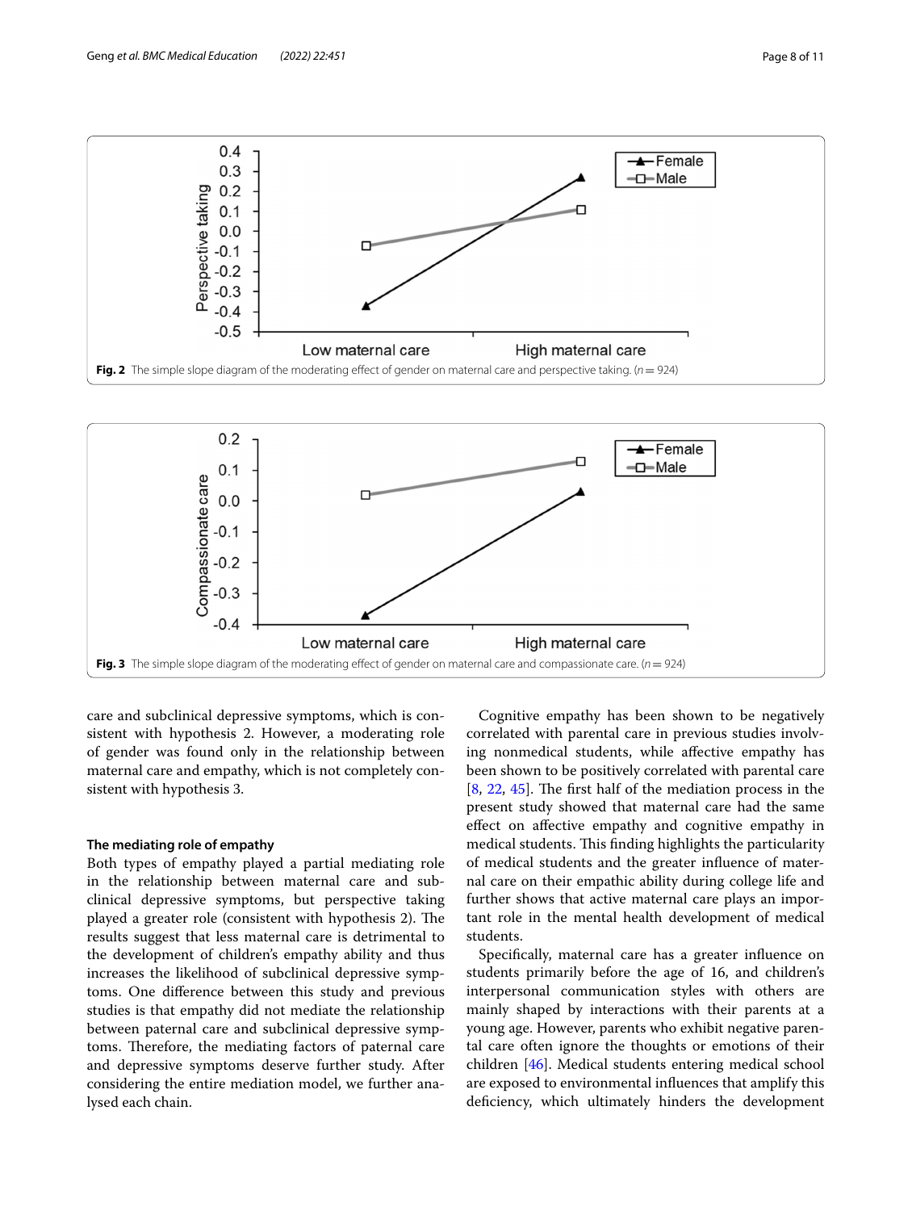Fig. 2 The simple slope diagram of the moderating effect of gender on maternal care and perspective taking. ($n = 924$)

Fig. 3 The simple slope diagram of the moderating effect of gender on maternal care and compassionate care. ($n = 924$)

care and subclinical depressive symptoms, which is consistent with hypothesis 2. However, a moderating role of gender was found only in the relationship between maternal care and empathy, which is not completely consistent with hypothesis 3.

### The mediating role of empathy

Both types of empathy played a partial mediating role in the relationship between maternal care and subclinical depressive symptoms, but perspective taking played a greater role (consistent with hypothesis 2). The results suggest that less maternal care is detrimental to the development of children's empathy ability and thus increases the likelihood of subclinical depressive symptoms. One difference between this study and previous studies is that empathy did not mediate the relationship between paternal care and subclinical depressive symptoms. Therefore, the mediating factors of paternal care and depressive symptoms deserve further study. After considering the entire mediation model, we further analysed each chain.

Cognitive empathy has been shown to be negatively correlated with parental care in previous studies involving nonmedical students, while affective empathy has been shown to be positively correlated with parental care [8, 22, 45]. The first half of the mediation process in the present study showed that maternal care had the same effect on affective empathy and cognitive empathy in medical students. This finding highlights the particularity of medical students and the greater influence of maternal care on their empathic ability during college life and further shows that active maternal care plays an important role in the mental health development of medical students.

Specifically, maternal care has a greater influence on students primarily before the age of 16, and children's interpersonal communication styles with others are mainly shaped by interactions with their parents at a young age. However, parents who exhibit negative parental care often ignore the thoughts or emotions of their children [46]. Medical students entering medical school are exposed to environmental influences that amplify this deficiency, which ultimately hinders the development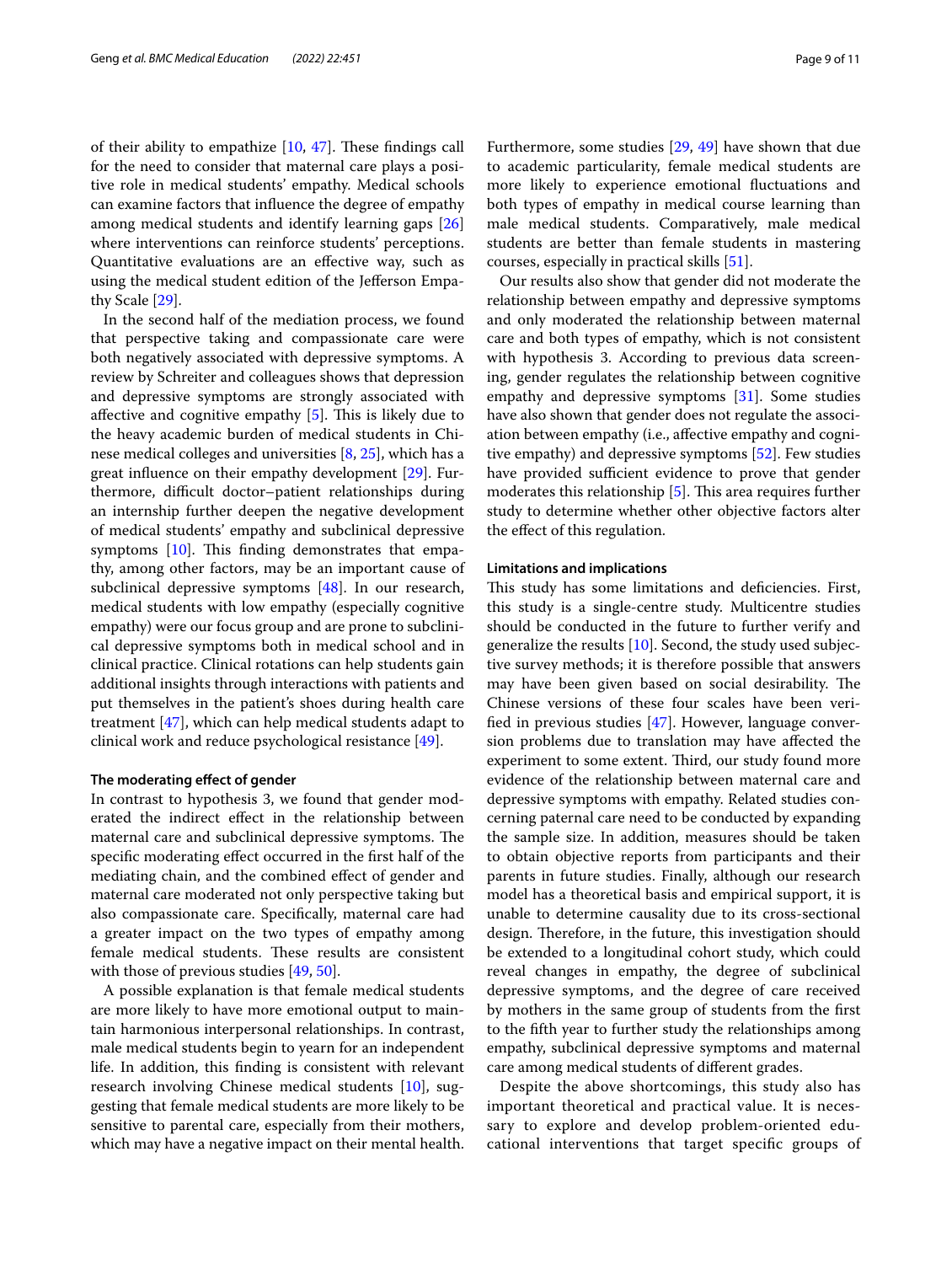of their ability to empathize [10, 47]. These findings call for the need to consider that maternal care plays a positive role in medical students' empathy. Medical schools can examine factors that influence the degree of empathy among medical students and identify learning gaps [26] where interventions can reinforce students' perceptions. Quantitative evaluations are an effective way, such as using the medical student edition of the Jefferson Empathy Scale [29].

In the second half of the mediation process, we found that perspective taking and compassionate care were both negatively associated with depressive symptoms. A review by Schreiter and colleagues shows that depression and depressive symptoms are strongly associated with affective and cognitive empathy [5]. This is likely due to the heavy academic burden of medical students in Chinese medical colleges and universities [8, 25], which has a great influence on their empathy development [29]. Furthermore, difficult doctor–patient relationships during an internship further deepen the negative development of medical students' empathy and subclinical depressive symptoms [10]. This finding demonstrates that empathy, among other factors, may be an important cause of subclinical depressive symptoms [48]. In our research, medical students with low empathy (especially cognitive empathy) were our focus group and are prone to subclinical depressive symptoms both in medical school and in clinical practice. Clinical rotations can help students gain additional insights through interactions with patients and put themselves in the patient's shoes during health care treatment [47], which can help medical students adapt to clinical work and reduce psychological resistance [49].

#### The moderating effect of gender

In contrast to hypothesis 3, we found that gender moderated the indirect effect in the relationship between maternal care and subclinical depressive symptoms. The specific moderating effect occurred in the first half of the mediating chain, and the combined effect of gender and maternal care moderated not only perspective taking but also compassionate care. Specifically, maternal care had a greater impact on the two types of empathy among female medical students. These results are consistent with those of previous studies [49, 50].

A possible explanation is that female medical students are more likely to have more emotional output to maintain harmonious interpersonal relationships. In contrast, male medical students begin to yearn for an independent life. In addition, this finding is consistent with relevant research involving Chinese medical students [10], suggesting that female medical students are more likely to be sensitive to parental care, especially from their mothers, which may have a negative impact on their mental health. Furthermore, some studies [29, 49] have shown that due to academic particularity, female medical students are more likely to experience emotional fluctuations and both types of empathy in medical course learning than male medical students. Comparatively, male medical students are better than female students in mastering courses, especially in practical skills [51].

Our results also show that gender did not moderate the relationship between empathy and depressive symptoms and only moderated the relationship between maternal care and both types of empathy, which is not consistent with hypothesis 3. According to previous data screening, gender regulates the relationship between cognitive empathy and depressive symptoms [31]. Some studies have also shown that gender does not regulate the association between empathy (i.e., affective empathy and cognitive empathy) and depressive symptoms [52]. Few studies have provided sufficient evidence to prove that gender moderates this relationship [5]. This area requires further study to determine whether other objective factors alter the effect of this regulation.

#### Limitations and implications

This study has some limitations and deficiencies. First, this study is a single-centre study. Multicentre studies should be conducted in the future to further verify and generalize the results [10]. Second, the study used subjective survey methods; it is therefore possible that answers may have been given based on social desirability. The Chinese versions of these four scales have been verified in previous studies [47]. However, language conversion problems due to translation may have affected the experiment to some extent. Third, our study found more evidence of the relationship between maternal care and depressive symptoms with empathy. Related studies concerning paternal care need to be conducted by expanding the sample size. In addition, measures should be taken to obtain objective reports from participants and their parents in future studies. Finally, although our research model has a theoretical basis and empirical support, it is unable to determine causality due to its cross-sectional design. Therefore, in the future, this investigation should be extended to a longitudinal cohort study, which could reveal changes in empathy, the degree of subclinical depressive symptoms, and the degree of care received by mothers in the same group of students from the first to the fifth year to further study the relationships among empathy, subclinical depressive symptoms and maternal care among medical students of different grades.

Despite the above shortcomings, this study also has important theoretical and practical value. It is necessary to explore and develop problem-oriented educational interventions that target specific groups of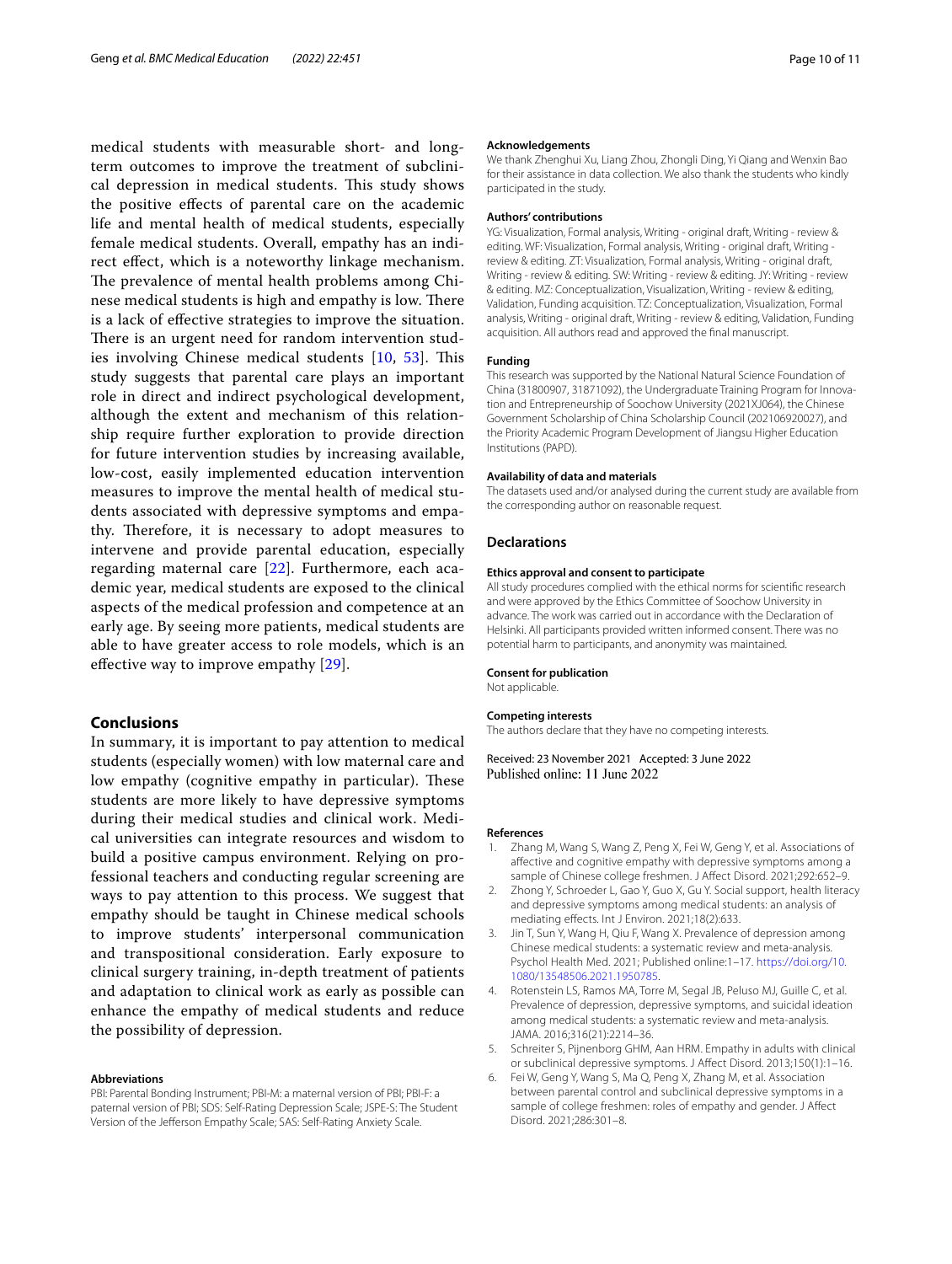medical students with measurable short- and long-term outcomes to improve the treatment of subclinical depression in medical students. This study shows the positive effects of parental care on the academic life and mental health of medical students, especially female medical students. Overall, empathy has an indirect effect, which is a noteworthy linkage mechanism. The prevalence of mental health problems among Chinese medical students is high and empathy is low. There is a lack of effective strategies to improve the situation. There is an urgent need for random intervention studies involving Chinese medical students [10, 53]. This study suggests that parental care plays an important role in direct and indirect psychological development, although the extent and mechanism of this relationship require further exploration to provide direction for future intervention studies by increasing available, low-cost, easily implemented education intervention measures to improve the mental health of medical students associated with depressive symptoms and empathy. Therefore, it is necessary to adopt measures to intervene and provide parental education, especially regarding maternal care [22]. Furthermore, each academic year, medical students are exposed to the clinical aspects of the medical profession and competence at an early age. By seeing more patients, medical students are able to have greater access to role models, which is an effective way to improve empathy [29].

## Conclusions

In summary, it is important to pay attention to medical students (especially women) with low maternal care and low empathy (cognitive empathy in particular). These students are more likely to have depressive symptoms during their medical studies and clinical work. Medical universities can integrate resources and wisdom to build a positive campus environment. Relying on professional teachers and conducting regular screening are ways to pay attention to this process. We suggest that empathy should be taught in Chinese medical schools to improve students' interpersonal communication and transpositional consideration. Early exposure to clinical surgery training, in-depth treatment of patients and adaptation to clinical work as early as possible can enhance the empathy of medical students and reduce the possibility of depression.

#### Abbreviations

PBI: Parental Bonding Instrument; PBI-M: a maternal version of PBI; PBI-F: a paternal version of PBI; SDS: Self-Rating Depression Scale; JSPE-S: The Student Version of the Jefferson Empathy Scale; SAS: Self-Rating Anxiety Scale.

#### Acknowledgements

We thank Zhenghui Xu, Liang Zhou, Zhongli Ding, Yi Qiang and Wenxin Bao for their assistance in data collection. We also thank the students who kindly participated in the study.

#### Authors' contributions

YG: Visualization, Formal analysis, Writing - original draft, Writing - review & editing. WF: Visualization, Formal analysis, Writing - original draft, Writing - review & editing. ZT: Visualization, Formal analysis, Writing - original draft, Writing - review & editing. SW: Writing - review & editing. JY: Writing - review & editing. MZ: Conceptualization, Visualization, Writing - review & editing, Validation, Funding acquisition. TZ: Conceptualization, Visualization, Formal analysis, Writing - original draft, Writing - review & editing, Validation, Funding acquisition. All authors read and approved the final manuscript.

#### Funding

This research was supported by the National Natural Science Foundation of China (31800907, 31871092), the Undergraduate Training Program for Innovation and Entrepreneurship of Soochow University (2021XJ064), the Chinese Government Scholarship of China Scholarship Council (202106920027), and the Priority Academic Program Development of Jiangsu Higher Education Institutions (PAPD).

#### Availability of data and materials

The datasets used and/or analysed during the current study are available from the corresponding author on reasonable request.

## Declarations

#### Ethics approval and consent to participate

All study procedures complied with the ethical norms for scientific research and were approved by the Ethics Committee of Soochow University in advance. The work was carried out in accordance with the Declaration of Helsinki. All participants provided written informed consent. There was no potential harm to participants, and anonymity was maintained.

#### Consent for publication

Not applicable.

#### Competing interests

The authors declare that they have no competing interests.

Received: 23 November 2021 Accepted: 3 June 2022
Published online: 11 June 2022

#### References

1. Zhang M, Wang S, Wang Z, Peng X, Fei W, Geng Y, et al. Associations of affective and cognitive empathy with depressive symptoms among a sample of Chinese college freshmen. J Affect Disord. 2021;292:652–9.
2. Zhong Y, Schroeder L, Gao Y, Guo X, Gu Y. Social support, health literacy and depressive symptoms among medical students: an analysis of mediating effects. Int J Environ. 2021;18(2):633.
3. Jin T, Sun Y, Wang H, Qiu F, Wang X. Prevalence of depression among Chinese medical students: a systematic review and meta-analysis. Psychol Health Med. 2021; Published online:1–17. https://doi.org/10.1080/13548506.2021.1950785.
4. Rotenstein LS, Ramos MA, Torre M, Segal JB, Peluso MJ, Guille C, et al. Prevalence of depression, depressive symptoms, and suicidal ideation among medical students: a systematic review and meta-analysis. JAMA. 2016;316(21):2214–36.
5. Schreiter S, Pijnenborg GHM, Aan HRM. Empathy in adults with clinical or subclinical depressive symptoms. J Affect Disord. 2013;150(1):1–16.
6. Fei W, Geng Y, Wang S, Ma Q, Peng X, Zhang M, et al. Association between parental control and subclinical depressive symptoms in a sample of college freshmen: roles of empathy and gender. J Affect Disord. 2021;286:301–8.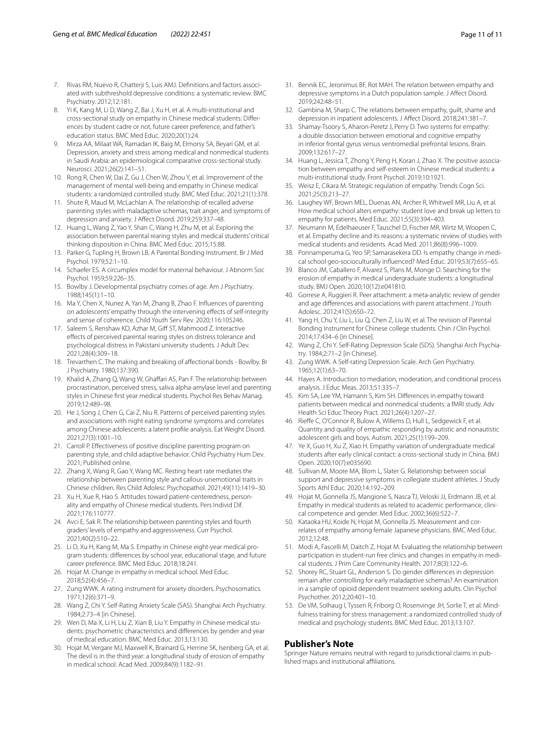7. Rivas RM, Nuevo R, Chatterji S, Luis AMJ. Definitions and factors associated with subthreshold depressive conditions: a systematic review. BMC Psychiatry. 2012;12:181.
8. Yi K, Kang M, Li D, Wang Z, Bai J, Xu H, et al. A multi-institutional and cross-sectional study on empathy in Chinese medical students: Differences by student cadre or not, future career preference, and father's education status. BMC Med Educ. 2020;20(1):24.
9. Mirza AA, Milaat WA, Ramadan IK, Baig M, Elmorsy SA, Beyari GM, et al. Depression, anxiety and stress among medical and nonmedical students in Saudi Arabia: an epidemiological comparative cross-sectional study. Neurosci. 2021;26(2):141–51.
10. Rong R, Chen W, Dai Z, Gu J, Chen W, Zhou Y, et al. Improvement of the management of mental well-being and empathy in Chinese medical students: a randomized controlled study. BMC Med Educ. 2021;21(1):378.
11. Shute R, Maud M, McLachlan A. The relationship of recalled adverse parenting styles with maladaptive schemas, trait anger, and symptoms of depression and anxiety. J Affect Disord. 2019;259:337–48.
12. Huang L, Wang Z, Yao Y, Shan C, Wang H, Zhu M, et al. Exploring the association between parental rearing styles and medical students' critical thinking disposition in China. BMC Med Educ. 2015;15:88.
13. Parker G, Tupling H, Brown LB. A Parental Bonding Instrument. Br J Med Psychol. 1979;52:1–10.
14. Schaefer ES. A circumplex model for maternal behaviour. J Abnorm Soc Psychol. 1959;59:226–35.
15. Bowlby J. Developmental psychiatry comes of age. Am J Psychiatry. 1988;145(1):1–10.
16. Ma Y, Chen X, Nunez A, Yan M, Zhang B, Zhao F. Influences of parenting on adolescents' empathy through the intervening effects of self-integrity and sense of coherence. Child Youth Serv Rev. 2020;116:105246.
17. Saleem S, Renshaw KD, Azhar M, Giff ST, Mahmood Z. Interactive effects of perceived parental rearing styles on distress tolerance and psychological distress in Pakistani university students. J Adult Dev. 2021;28(4):309–18.
18. Trevarthen C. The making and breaking of affectional bonds - Bowlby. Br J Psychiatry. 1980;137:390.
19. Khalid A, Zhang Q, Wang W, Ghaffari AS, Pan F. The relationship between procrastination, perceived stress, saliva alpha-amylase level and parenting styles in Chinese first year medical students. Psychol Res Behav Manag. 2019;12:489–98.
20. He J, Song J, Chen G, Cai Z, Niu R. Patterns of perceived parenting styles and associations with night eating syndrome symptoms and correlates among Chinese adolescents: a latent profile analysis. Eat Weight Disord. 2021;27(3):1001–10.
21. Carroll P. Effectiveness of positive discipline parenting program on parenting style, and child adaptive behavior. Child Psychiatry Hum Dev. 2021; Published online.
22. Zhang X, Wang R, Gao Y, Wang MC. Resting heart rate mediates the relationship between parenting style and callous-unemotional traits in Chinese children. Res Child Adolesc Psychopathol. 2021;49(11):1419–30.
23. Xu H, Xue R, Hao S. Attitudes toward patient-centeredness, personality and empathy of Chinese medical students. Pers Individ Dif. 2021;176:110777.
24. Avci E, Sak R. The relationship between parenting styles and fourth graders' levels of empathy and aggressiveness. Curr Psychol. 2021;40(2):510–22.
25. Li D, Xu H, Kang M, Ma S. Empathy in Chinese eight-year medical program students: differences by school year, educational stage, and future career preference. BMC Med Educ. 2018;18:241.
26. Hojat M. Change in empathy in medical school. Med Educ. 2018;52(4):456–7.
27. Zung WWK. A rating instrument for anxiety disorders. Psychosomatics. 1971;12(6):371–9.
28. Wang Z, Chi Y. Self-Rating Anxiety Scale (SAS). Shanghai Arch Psychiatry. 1984;2:73–4 [in Chinese].
29. Wen D, Ma X, Li H, Liu Z, Xian B, Liu Y. Empathy in Chinese medical students: psychometric characteristics and differences by gender and year of medical education. BMC Med Educ. 2013;13:130.
30. Hojat M, Vergare MJ, Maxwell K, Brainard G, Herrine SK, Isenberg GA, et al. The devil is in the third year: a longitudinal study of erosion of empathy in medical school. Acad Med. 2009;84(9):1182–91.
31. Bennik EC, Jeronimus BF, Rot MAH. The relation between empathy and depressive symptoms in a Dutch population sample. J Affect Disord. 2019;242:48–51.
32. Gambina M, Sharp C. The relations between empathy, guilt, shame and depression in inpatient adolescents. J Affect Disord. 2018;241:381–7.
33. Shamay-Tsoory S, Aharon-Peretz J, Perry D. Two systems for empathy: a double dissociation between emotional and cognitive empathy in inferior frontal gyrus versus ventromedial prefrontal lesions. Brain. 2009;132:617–27.
34. Huang L, Jessica T, Zhong Y, Peng H, Koran J, Zhao X. The positive association between empathy and self-esteem in Chinese medical students: a multi-institutional study. Front Psychol. 2019;10:1921.
35. Weisz E, Cikara M. Strategic regulation of empathy. Trends Cogn Sci. 2021;25(3):213–27.
36. Laughey WF, Brown MEL, Duenas AN, Archer R, Whitwell MR, Liu A, et al. How medical school alters empathy: student love and break up letters to empathy for patients. Med Educ. 2021;55(3):394–403.
37. Neumann M, Edelhaeuser F, Tauschel D, Fischer MR, Wirtz M, Woopen C, et al. Empathy decline and its reasons: a systematic review of studies with medical students and residents. Acad Med. 2011;86(8):996–1009.
38. Ponnamperuma G, Yeo SP, Samarasekera DD. Is empathy change in medical school geo-socioculturally influenced? Med Educ. 2019;53(7):655–65.
39. Blanco JM, Caballero F, Alvarez S, Plans M, Monge D. Searching for the erosion of empathy in medical undergraduate students: a longitudinal study. BMJ Open. 2020;10(12):e041810.
40. Gorrese A, Ruggieri R. Peer attachment: a meta-analytic review of gender and age differences and associations with parent attachment. J Youth Adolesc. 2012;41(5):650–72.
41. Yang H, Chu Y, Liu L, Liu Q, Chen Z, Liu W, et al. The revision of Parental Bonding Instrument for Chinese college students. Chin J Clin Psychol. 2014;17:434–6 [in Chinese].
42. Wang Z, Chi Y. Self-Rating Depression Scale (SDS). Shanghai Arch Psychiatry. 1984;2:71–2 [in Chinese].
43. Zung WWK. A Self-rating Depression Scale. Arch Gen Psychiatry. 1965;12(1):63–70.
44. Hayes A. Introduction to mediation, moderation, and conditional process analysis. J Educ Meas. 2013;51:335–7.
45. Kim SA, Lee YM, Hamann S, Kim SH. Differences in empathy toward patients between medical and nonmedical students: a fMRI study. Adv Health Sci Educ Theory Pract. 2021;26(4):1207–27.
46. Rieffe C, O'Connor R, Bulow A, Willems D, Hull L, Sedgewick F, et al. Quantity and quality of empathic responding by autistic and nonautistic adolescent girls and boys. Autism. 2021;25(1):199–209.
47. Ye X, Guo H, Xu Z, Xiao H. Empathy variation of undergraduate medical students after early clinical contact: a cross-sectional study in China. BMJ Open. 2020;10(7):e035690.
48. Sullivan M, Moore MA, Blom L, Slater G. Relationship between social support and depressive symptoms in collegiate student athletes. J Study Sports Athl Educ. 2020;14:192–209.
49. Hojat M, Gonnella JS, Mangione S, Nasca TJ, Veloski JJ, Erdmann JB, et al. Empathy in medical students as related to academic performance, clinical competence and gender. Med Educ. 2002;36(6):522–7.
50. Kataoka HU, Koide N, Hojat M, Gonnella JS. Measurement and correlates of empathy among female Japanese physicians. BMC Med Educ. 2012;12:48.
51. Modi A, Fascelli M, Daitch Z, Hojat M. Evaluating the relationship between participation in student-run free clinics and changes in empathy in medical students. J Prim Care Community Health. 2017;8(3):122–6.
52. Shorey RC, Stuart GL, Anderson S. Do gender differences in depression remain after controlling for early maladaptive schemas? An examination in a sample of opioid dependent treatment seeking adults. Clin Psychol Psychother. 2012;20:401–10.
53. De VM, Solhaug I, Tyssen R, Friborg O, Rosenvinge JH, Sorlie T, et al. Mindfulness training for stress management: a randomized controlled study of medical and psychology students. BMC Med Educ. 2013;13:107.

## Publisher's Note

Springer Nature remains neutral with regard to jurisdictional claims in published maps and institutional affiliations.